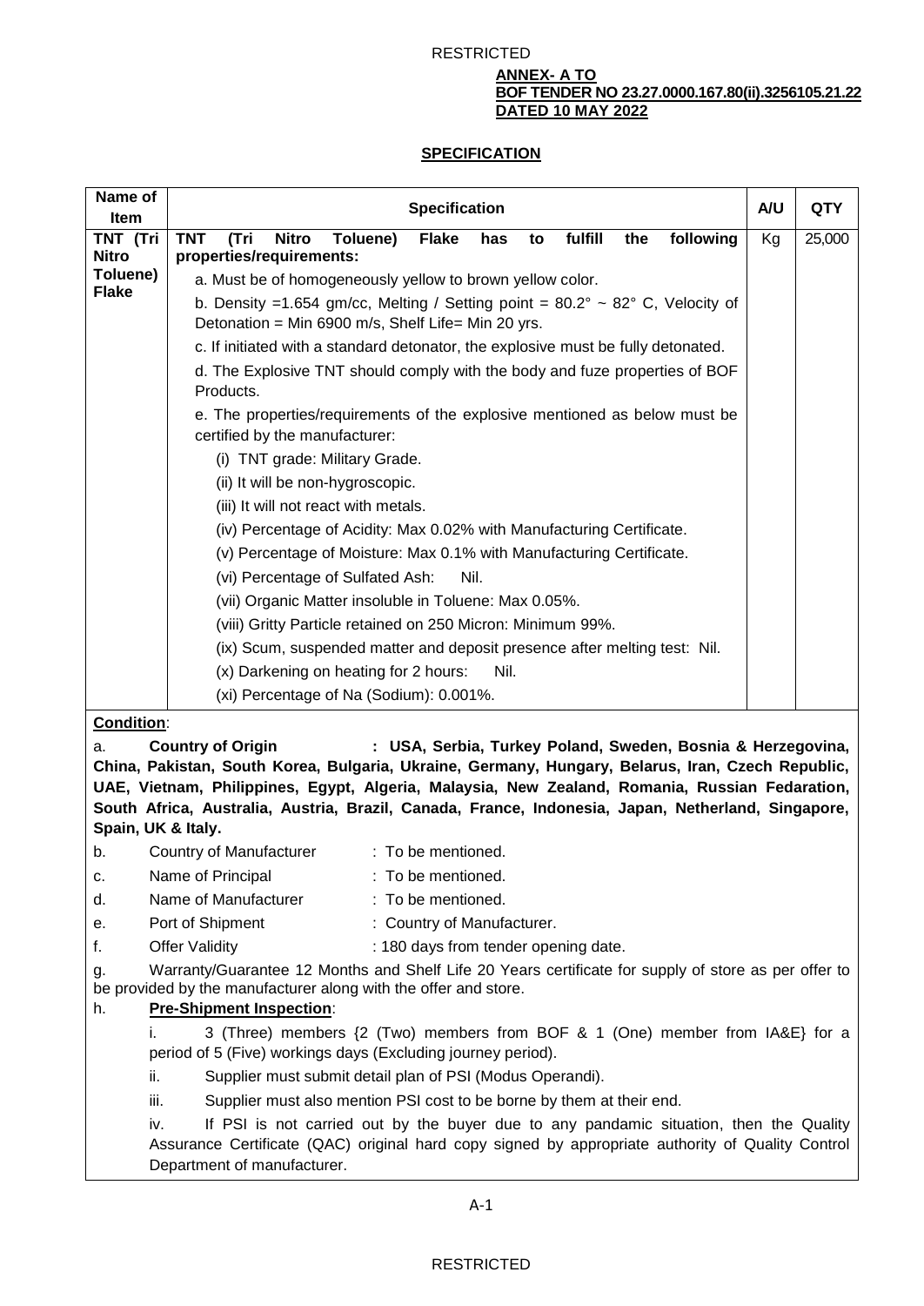**ANNEX- A TO**
**BOF TENDER NO 23.27.0000.167.80(ii).3256105.21.22**
**DATED 10 MAY 2022**

## SPECIFICATION

| Name of Item | Specification | A/U | QTY |
|---|---|---|---|
| **TNT (Tri Nitro Toluene) Flake** | **TNT (Tri Nitro Toluene) Flake has to fulfill the following properties/requirements:**<br>a. Must be of homogeneously yellow to brown yellow color.<br>b. Density =1.654 gm/cc, Melting / Setting point = 80.2° ~ 82° C, Velocity of Detonation = Min 6900 m/s, Shelf Life= Min 20 yrs.<br>c. If initiated with a standard detonator, the explosive must be fully detonated.<br>d. The Explosive TNT should comply with the body and fuze properties of BOF Products.<br>e. The properties/requirements of the explosive mentioned as below must be certified by the manufacturer:<br>(i) TNT grade: Military Grade.<br>(ii) It will be non-hygroscopic.<br>(iii) It will not react with metals.<br>(iv) Percentage of Acidity: Max 0.02% with Manufacturing Certificate.<br>(v) Percentage of Moisture: Max 0.1% with Manufacturing Certificate.<br>(vi) Percentage of Sulfated Ash: Nil.<br>(vii) Organic Matter insoluble in Toluene: Max 0.05%.<br>(viii) Gritty Particle retained on 250 Micron: Minimum 99%.<br>(ix) Scum, suspended matter and deposit presence after melting test: Nil.<br>(x) Darkening on heating for 2 hours: Nil.<br>(xi) Percentage of Na (Sodium): 0.001%. | Kg | 25,000 |

**Condition**:

a. **Country of Origin : USA, Serbia, Turkey Poland, Sweden, Bosnia & Herzegovina, China, Pakistan, South Korea, Bulgaria, Ukraine, Germany, Hungary, Belarus, Iran, Czech Republic, UAE, Vietnam, Philippines, Egypt, Algeria, Malaysia, New Zealand, Romania, Russian Fedaration, South Africa, Australia, Austria, Brazil, Canada, France, Indonesia, Japan, Netherland, Singapore, Spain, UK & Italy.**

b. Country of Manufacturer : To be mentioned.

c. Name of Principal : To be mentioned.

d. Name of Manufacturer : To be mentioned.

e. Port of Shipment : Country of Manufacturer.

f. Offer Validity : 180 days from tender opening date.

g. Warranty/Guarantee 12 Months and Shelf Life 20 Years certificate for supply of store as per offer to be provided by the manufacturer along with the offer and store.

h. **Pre-Shipment Inspection**:

i. 3 (Three) members {2 (Two) members from BOF & 1 (One) member from IA&E} for a period of 5 (Five) workings days (Excluding journey period).

ii. Supplier must submit detail plan of PSI (Modus Operandi).

iii. Supplier must also mention PSI cost to be borne by them at their end.

iv. If PSI is not carried out by the buyer due to any pandamic situation, then the Quality Assurance Certificate (QAC) original hard copy signed by appropriate authority of Quality Control Department of manufacturer.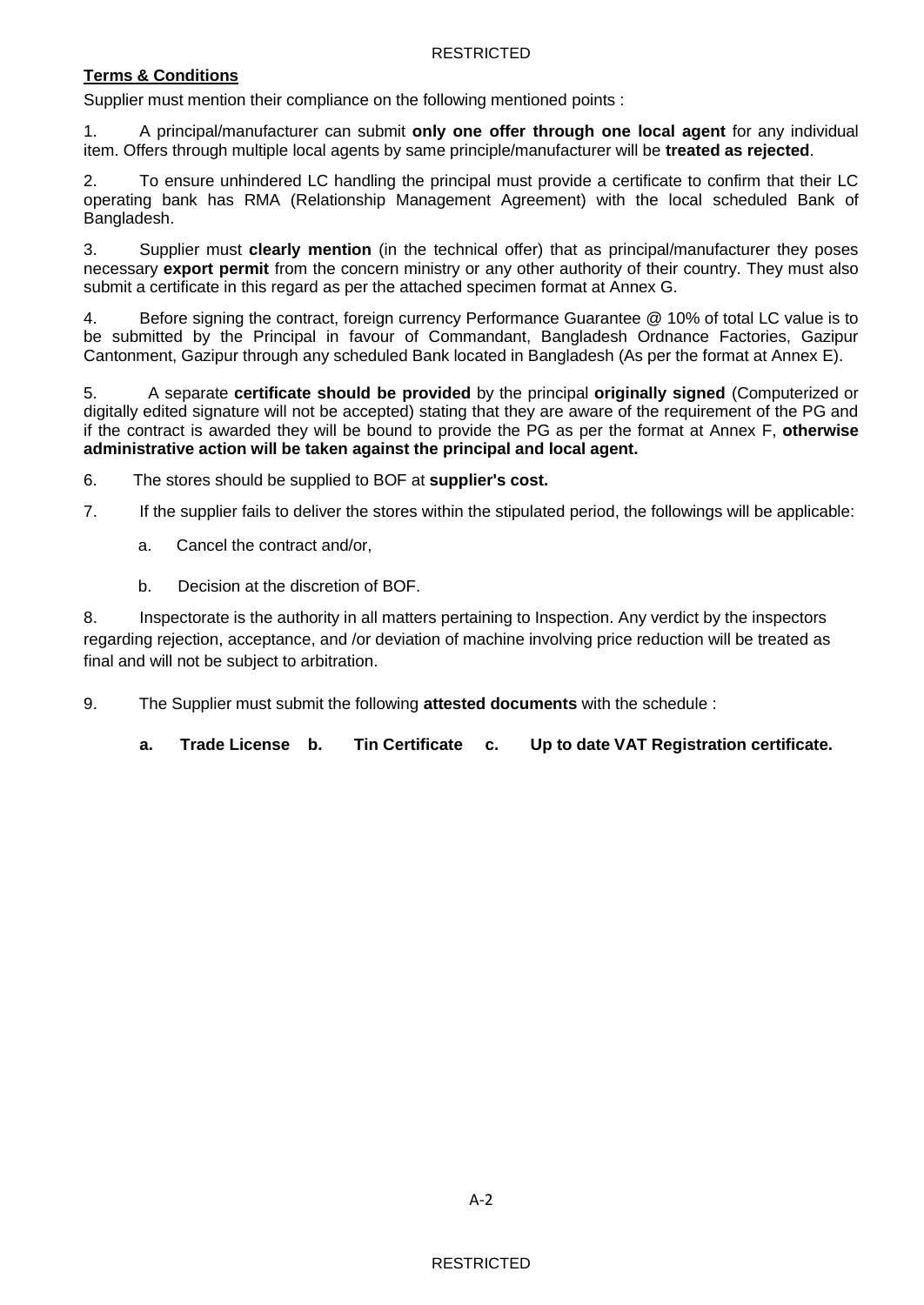**Terms & Conditions**

Supplier must mention their compliance on the following mentioned points :

1. A principal/manufacturer can submit **only one offer through one local agent** for any individual item. Offers through multiple local agents by same principle/manufacturer will be **treated as rejected**.

2. To ensure unhindered LC handling the principal must provide a certificate to confirm that their LC operating bank has RMA (Relationship Management Agreement) with the local scheduled Bank of Bangladesh.

3. Supplier must **clearly mention** (in the technical offer) that as principal/manufacturer they poses necessary **export permit** from the concern ministry or any other authority of their country. They must also submit a certificate in this regard as per the attached specimen format at Annex G.

4. Before signing the contract, foreign currency Performance Guarantee @ 10% of total LC value is to be submitted by the Principal in favour of Commandant, Bangladesh Ordnance Factories, Gazipur Cantonment, Gazipur through any scheduled Bank located in Bangladesh (As per the format at Annex E).

5. A separate **certificate should be provided** by the principal **originally signed** (Computerized or digitally edited signature will not be accepted) stating that they are aware of the requirement of the PG and if the contract is awarded they will be bound to provide the PG as per the format at Annex F, **otherwise administrative action will be taken against the principal and local agent.**

6. The stores should be supplied to BOF at **supplier's cost.**

7. If the supplier fails to deliver the stores within the stipulated period, the followings will be applicable:

    a. Cancel the contract and/or,

    b. Decision at the discretion of BOF.

8. Inspectorate is the authority in all matters pertaining to Inspection. Any verdict by the inspectors regarding rejection, acceptance, and /or deviation of machine involving price reduction will be treated as final and will not be subject to arbitration.

9. The Supplier must submit the following **attested documents** with the schedule :

    **a. Trade License b. Tin Certificate c. Up to date VAT Registration certificate.**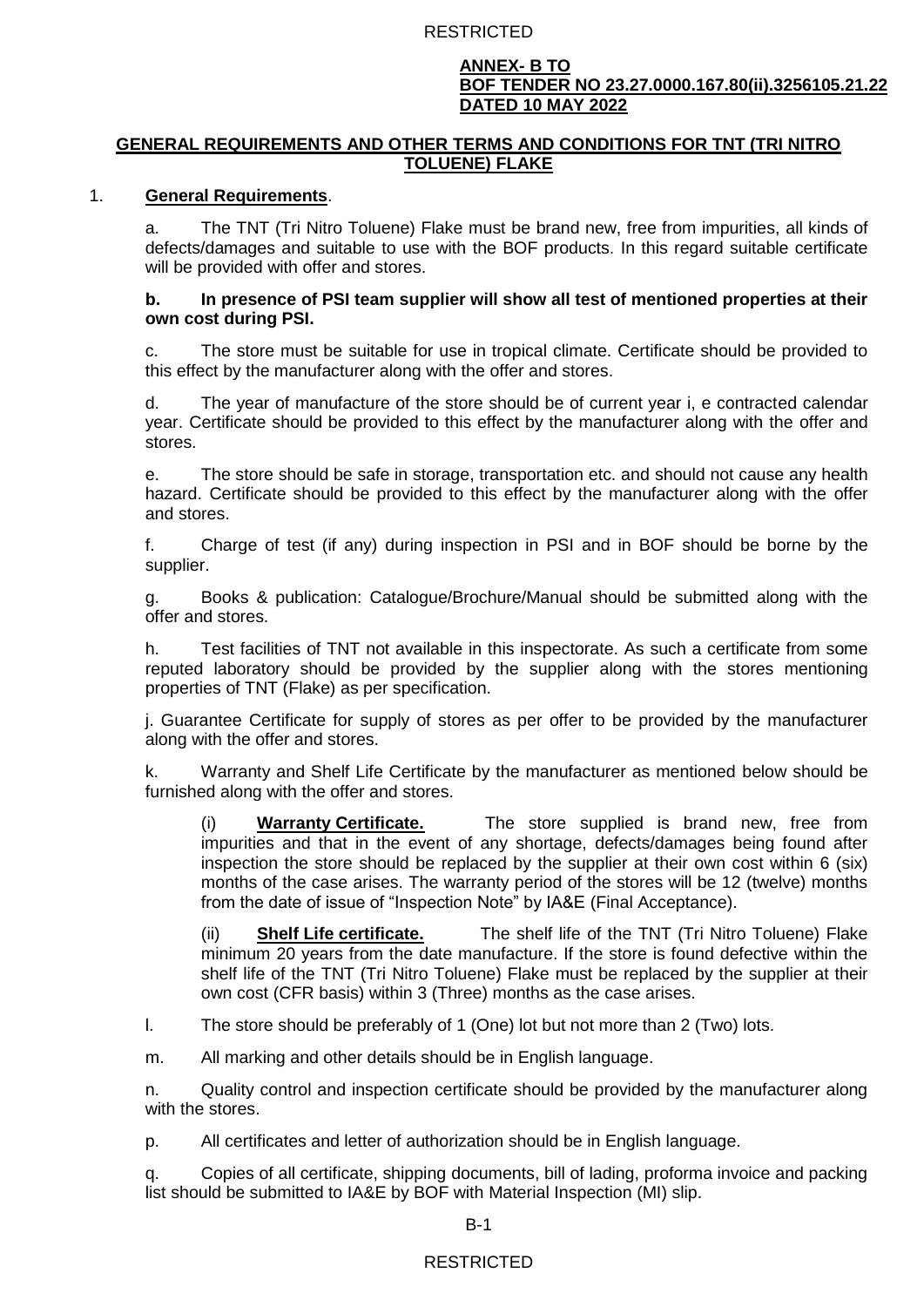**ANNEX- B TO**
**BOF TENDER NO 23.27.0000.167.80(ii).3256105.21.22**
**DATED 10 MAY 2022**

## GENERAL REQUIREMENTS AND OTHER TERMS AND CONDITIONS FOR TNT (TRI NITRO TOLUENE) FLAKE

1. **General Requirements**.

a. The TNT (Tri Nitro Toluene) Flake must be brand new, free from impurities, all kinds of defects/damages and suitable to use with the BOF products. In this regard suitable certificate will be provided with offer and stores.

**b. In presence of PSI team supplier will show all test of mentioned properties at their own cost during PSI.**

c. The store must be suitable for use in tropical climate. Certificate should be provided to this effect by the manufacturer along with the offer and stores.

d. The year of manufacture of the store should be of current year i, e contracted calendar year. Certificate should be provided to this effect by the manufacturer along with the offer and stores.

e. The store should be safe in storage, transportation etc. and should not cause any health hazard. Certificate should be provided to this effect by the manufacturer along with the offer and stores.

f. Charge of test (if any) during inspection in PSI and in BOF should be borne by the supplier.

g. Books & publication: Catalogue/Brochure/Manual should be submitted along with the offer and stores.

h. Test facilities of TNT not available in this inspectorate. As such a certificate from some reputed laboratory should be provided by the supplier along with the stores mentioning properties of TNT (Flake) as per specification.

j. Guarantee Certificate for supply of stores as per offer to be provided by the manufacturer along with the offer and stores.

k. Warranty and Shelf Life Certificate by the manufacturer as mentioned below should be furnished along with the offer and stores.

(i) **Warranty Certificate.** The store supplied is brand new, free from impurities and that in the event of any shortage, defects/damages being found after inspection the store should be replaced by the supplier at their own cost within 6 (six) months of the case arises. The warranty period of the stores will be 12 (twelve) months from the date of issue of "Inspection Note" by IA&E (Final Acceptance).

(ii) **Shelf Life certificate.** The shelf life of the TNT (Tri Nitro Toluene) Flake minimum 20 years from the date manufacture. If the store is found defective within the shelf life of the TNT (Tri Nitro Toluene) Flake must be replaced by the supplier at their own cost (CFR basis) within 3 (Three) months as the case arises.

l. The store should be preferably of 1 (One) lot but not more than 2 (Two) lots.

m. All marking and other details should be in English language.

n. Quality control and inspection certificate should be provided by the manufacturer along with the stores.

p. All certificates and letter of authorization should be in English language.

q. Copies of all certificate, shipping documents, bill of lading, proforma invoice and packing list should be submitted to IA&E by BOF with Material Inspection (MI) slip.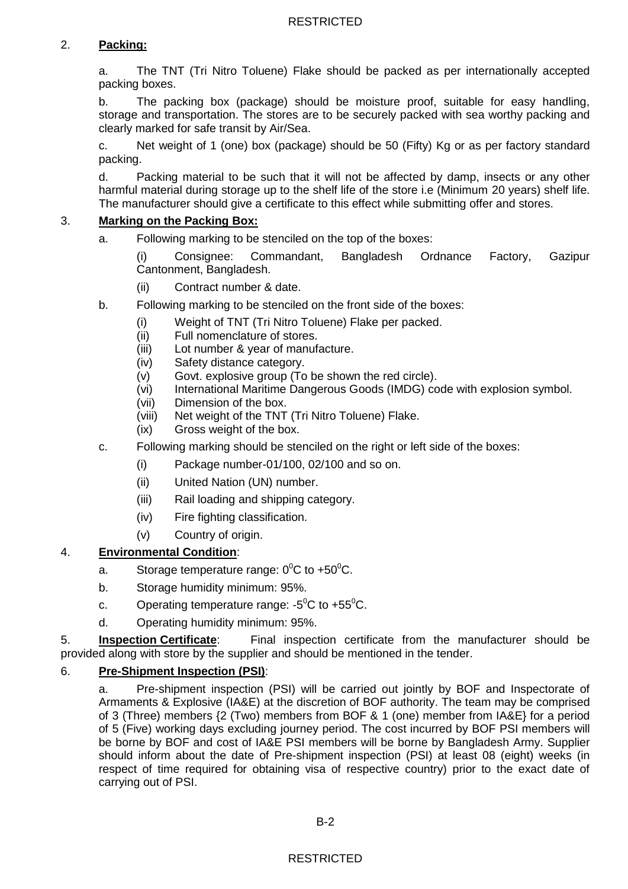2. **Packing:**

a. The TNT (Tri Nitro Toluene) Flake should be packed as per internationally accepted packing boxes.

b. The packing box (package) should be moisture proof, suitable for easy handling, storage and transportation. The stores are to be securely packed with sea worthy packing and clearly marked for safe transit by Air/Sea.

c. Net weight of 1 (one) box (package) should be 50 (Fifty) Kg or as per factory standard packing.

d. Packing material to be such that it will not be affected by damp, insects or any other harmful material during storage up to the shelf life of the store i.e (Minimum 20 years) shelf life. The manufacturer should give a certificate to this effect while submitting offer and stores.

3. **Marking on the Packing Box:**

a. Following marking to be stenciled on the top of the boxes:

(i) Consignee: Commandant, Bangladesh Ordnance Factory, Gazipur Cantonment, Bangladesh.

(ii) Contract number & date.

b. Following marking to be stenciled on the front side of the boxes:

(i) Weight of TNT (Tri Nitro Toluene) Flake per packed.
(ii) Full nomenclature of stores.
(iii) Lot number & year of manufacture.
(iv) Safety distance category.
(v) Govt. explosive group (To be shown the red circle).
(vi) International Maritime Dangerous Goods (IMDG) code with explosion symbol.
(vii) Dimension of the box.
(viii) Net weight of the TNT (Tri Nitro Toluene) Flake.
(ix) Gross weight of the box.

c. Following marking should be stenciled on the right or left side of the boxes:

(i) Package number-01/100, 02/100 and so on.

(ii) United Nation (UN) number.

(iii) Rail loading and shipping category.

(iv) Fire fighting classification.

(v) Country of origin.

4. **Environmental Condition**:

a. Storage temperature range: $0^0$C to $+50^0$C.

b. Storage humidity minimum: 95%.

c. Operating temperature range: $-5^0$C to $+55^0$C.

d. Operating humidity minimum: 95%.

5. **Inspection Certificate**: Final inspection certificate from the manufacturer should be provided along with store by the supplier and should be mentioned in the tender.

6. **Pre-Shipment Inspection (PSI)**:

a. Pre-shipment inspection (PSI) will be carried out jointly by BOF and Inspectorate of Armaments & Explosive (IA&E) at the discretion of BOF authority. The team may be comprised of 3 (Three) members {2 (Two) members from BOF & 1 (one) member from IA&E} for a period of 5 (Five) working days excluding journey period. The cost incurred by BOF PSI members will be borne by BOF and cost of IA&E PSI members will be borne by Bangladesh Army. Supplier should inform about the date of Pre-shipment inspection (PSI) at least 08 (eight) weeks (in respect of time required for obtaining visa of respective country) prior to the exact date of carrying out of PSI.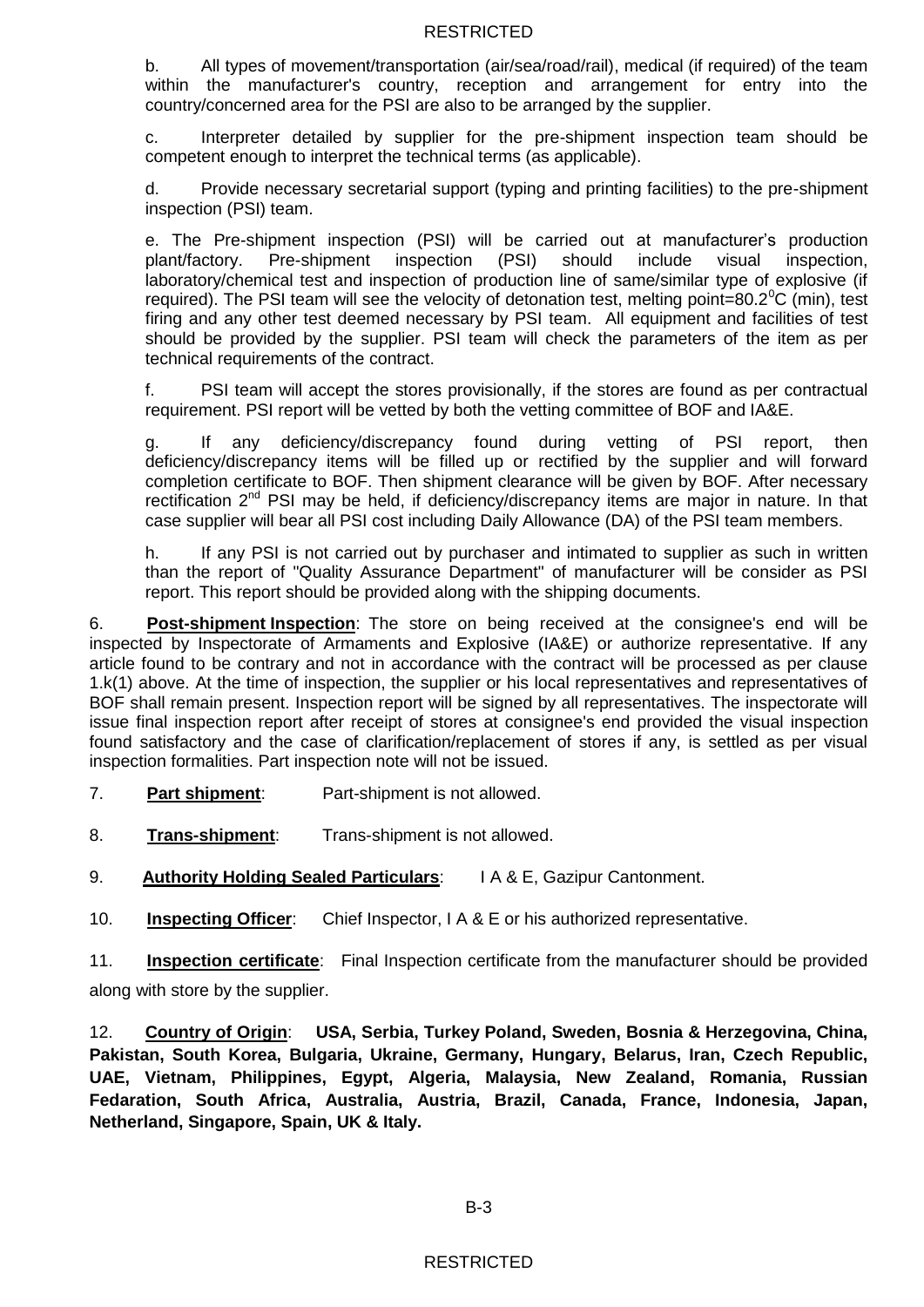b. All types of movement/transportation (air/sea/road/rail), medical (if required) of the team within the manufacturer's country, reception and arrangement for entry into the country/concerned area for the PSI are also to be arranged by the supplier.

c. Interpreter detailed by supplier for the pre-shipment inspection team should be competent enough to interpret the technical terms (as applicable).

d. Provide necessary secretarial support (typing and printing facilities) to the pre-shipment inspection (PSI) team.

e. The Pre-shipment inspection (PSI) will be carried out at manufacturer's production plant/factory. Pre-shipment inspection (PSI) should include visual inspection, laboratory/chemical test and inspection of production line of same/similar type of explosive (if required). The PSI team will see the velocity of detonation test, melting point=80.2$^0$C (min), test firing and any other test deemed necessary by PSI team. All equipment and facilities of test should be provided by the supplier. PSI team will check the parameters of the item as per technical requirements of the contract.

f. PSI team will accept the stores provisionally, if the stores are found as per contractual requirement. PSI report will be vetted by both the vetting committee of BOF and IA&E.

g. If any deficiency/discrepancy found during vetting of PSI report, then deficiency/discrepancy items will be filled up or rectified by the supplier and will forward completion certificate to BOF. Then shipment clearance will be given by BOF. After necessary rectification 2$^{nd}$ PSI may be held, if deficiency/discrepancy items are major in nature. In that case supplier will bear all PSI cost including Daily Allowance (DA) of the PSI team members.

h. If any PSI is not carried out by purchaser and intimated to supplier as such in written than the report of "Quality Assurance Department" of manufacturer will be consider as PSI report. This report should be provided along with the shipping documents.

6. **Post-shipment Inspection**: The store on being received at the consignee's end will be inspected by Inspectorate of Armaments and Explosive (IA&E) or authorize representative. If any article found to be contrary and not in accordance with the contract will be processed as per clause 1.k(1) above. At the time of inspection, the supplier or his local representatives and representatives of BOF shall remain present. Inspection report will be signed by all representatives. The inspectorate will issue final inspection report after receipt of stores at consignee's end provided the visual inspection found satisfactory and the case of clarification/replacement of stores if any, is settled as per visual inspection formalities. Part inspection note will not be issued.

7. **Part shipment**: Part-shipment is not allowed.

8. **Trans-shipment**: Trans-shipment is not allowed.

9. **Authority Holding Sealed Particulars**: I A & E, Gazipur Cantonment.

10. **Inspecting Officer**: Chief Inspector, I A & E or his authorized representative.

11. **Inspection certificate**: Final Inspection certificate from the manufacturer should be provided along with store by the supplier.

12. **Country of Origin**: **USA, Serbia, Turkey Poland, Sweden, Bosnia & Herzegovina, China, Pakistan, South Korea, Bulgaria, Ukraine, Germany, Hungary, Belarus, Iran, Czech Republic, UAE, Vietnam, Philippines, Egypt, Algeria, Malaysia, New Zealand, Romania, Russian Fedaration, South Africa, Australia, Austria, Brazil, Canada, France, Indonesia, Japan, Netherland, Singapore, Spain, UK & Italy.**